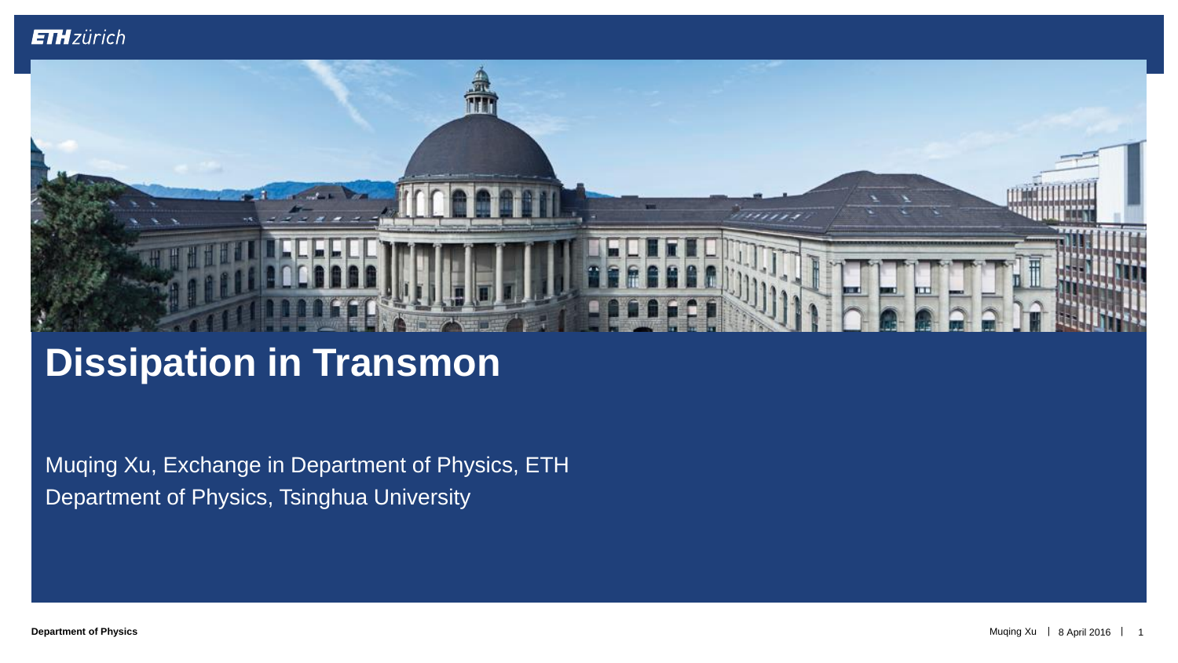# Dissipation in Transmon

Muqing Xu, Exchange in Department of Physics, ETH

Department of Physics, Tsinghua University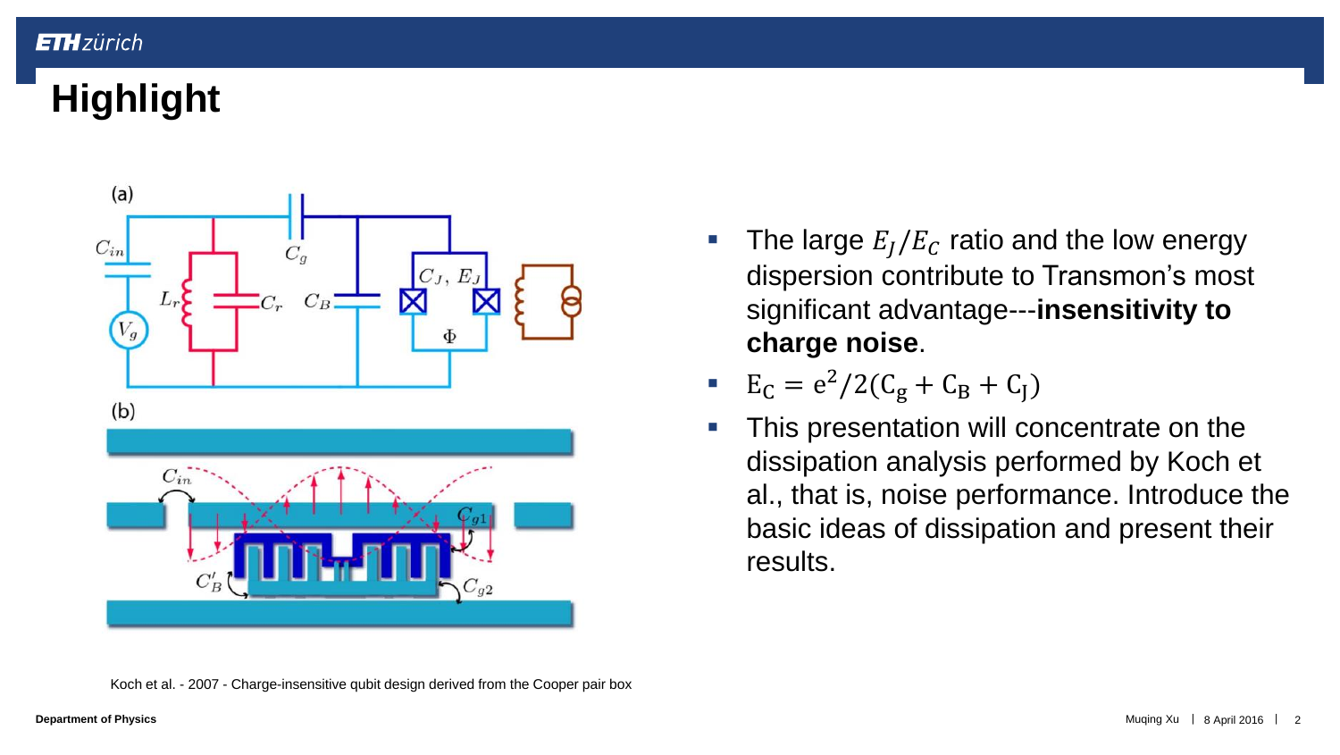# Highlight

- The large $E_J/E_C$ ratio and the low energy dispersion contribute to Transmon's most significant advantage---**insensitivity to charge noise**.
- $E_C = e^2/2(C_g + C_B + C_J)$
- This presentation will concentrate on the dissipation analysis performed by Koch et al., that is, noise performance. Introduce the basic ideas of dissipation and present their results.

Koch et al. - 2007 - Charge-insensitive qubit design derived from the Cooper pair box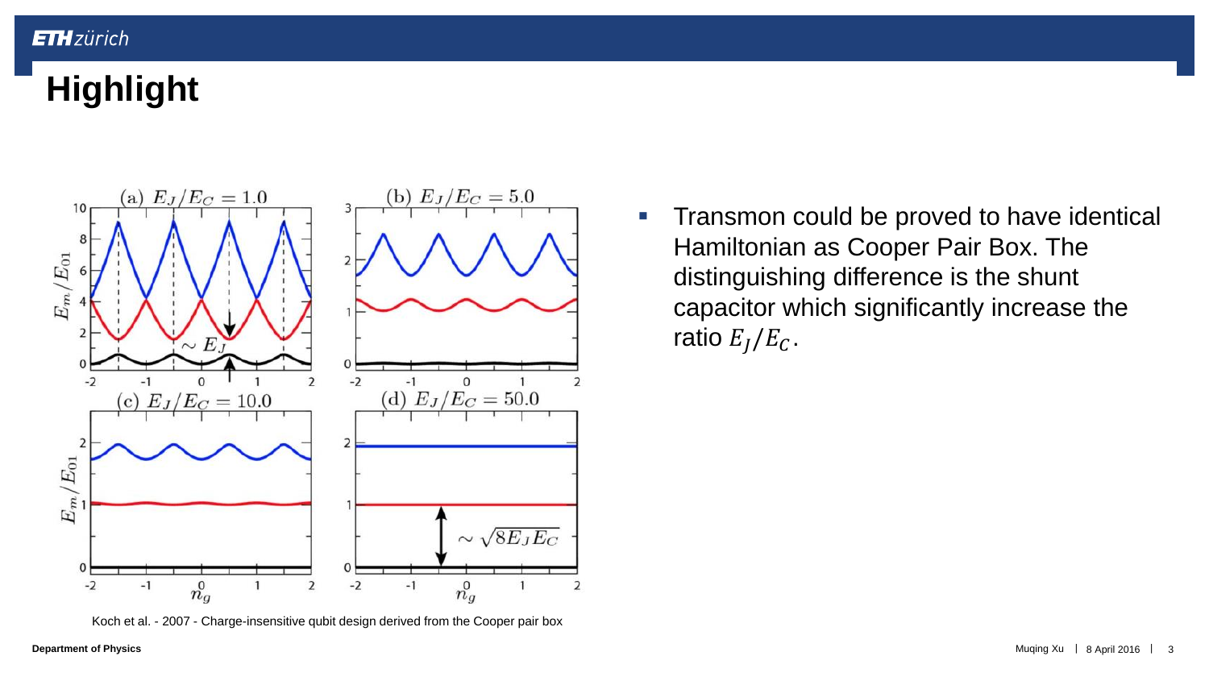# Highlight

Koch et al. - 2007 - Charge-insensitive qubit design derived from the Cooper pair box

- Transmon could be proved to have identical Hamiltonian as Cooper Pair Box. The distinguishing difference is the shunt capacitor which significantly increase the ratio $E_J/E_C$.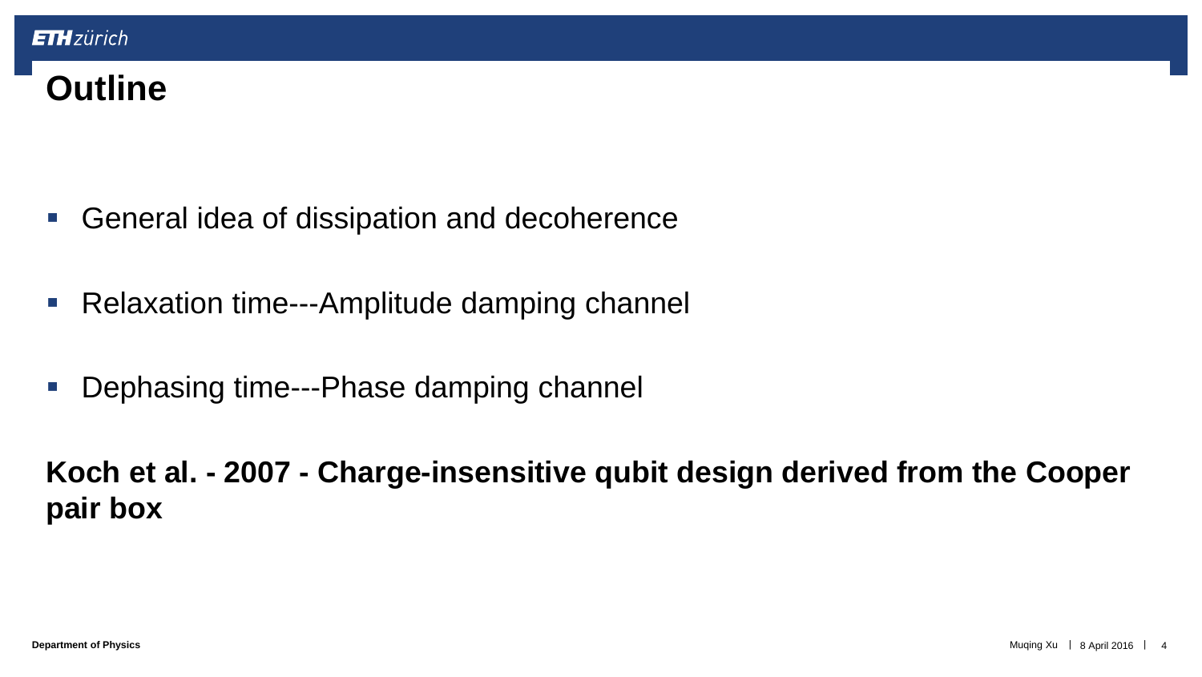# Outline

- General idea of dissipation and decoherence
- Relaxation time---Amplitude damping channel
- Dephasing time---Phase damping channel

**Koch et al. - 2007 - Charge-insensitive qubit design derived from the Cooper pair box**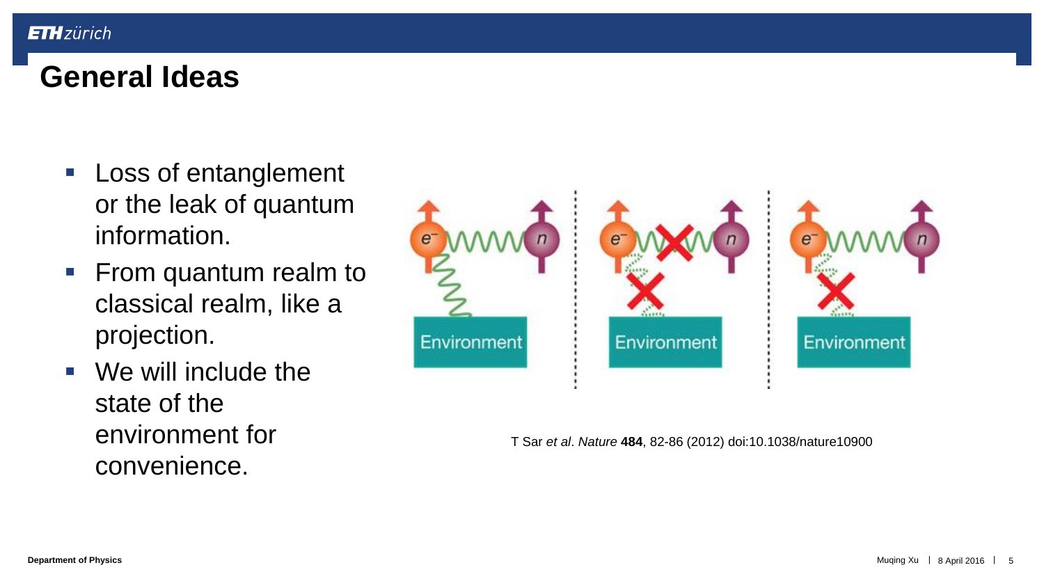# General Ideas

- Loss of entanglement or the leak of quantum information.
- From quantum realm to classical realm, like a projection.
- We will include the state of the environment for convenience.

T Sar *et al*. *Nature* **484**, 82-86 (2012) doi:10.1038/nature10900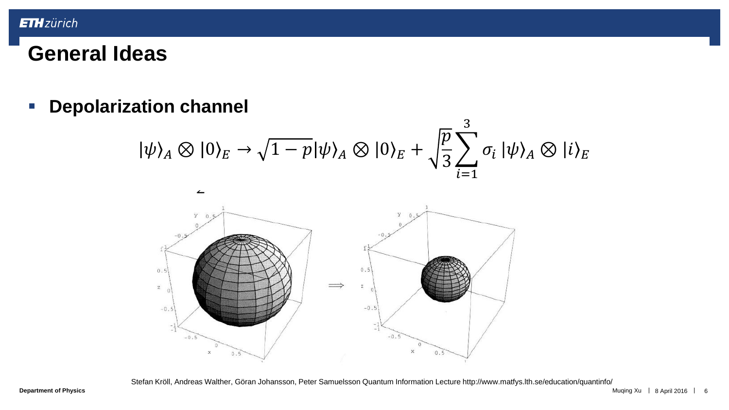# General Ideas

- **Depolarization channel**

$$|\psi\rangle_A \otimes |0\rangle_E \rightarrow \sqrt{1-p}|\psi\rangle_A \otimes |0\rangle_E + \sqrt{\frac{p}{3}} \sum_{i=1}^{3} \sigma_i |\psi\rangle_A \otimes |i\rangle_E$$

Stefan Kröll, Andreas Walther, Göran Johansson, Peter Samuelsson Quantum Information Lecture http://www.matfys.lth.se/education/quantinfo/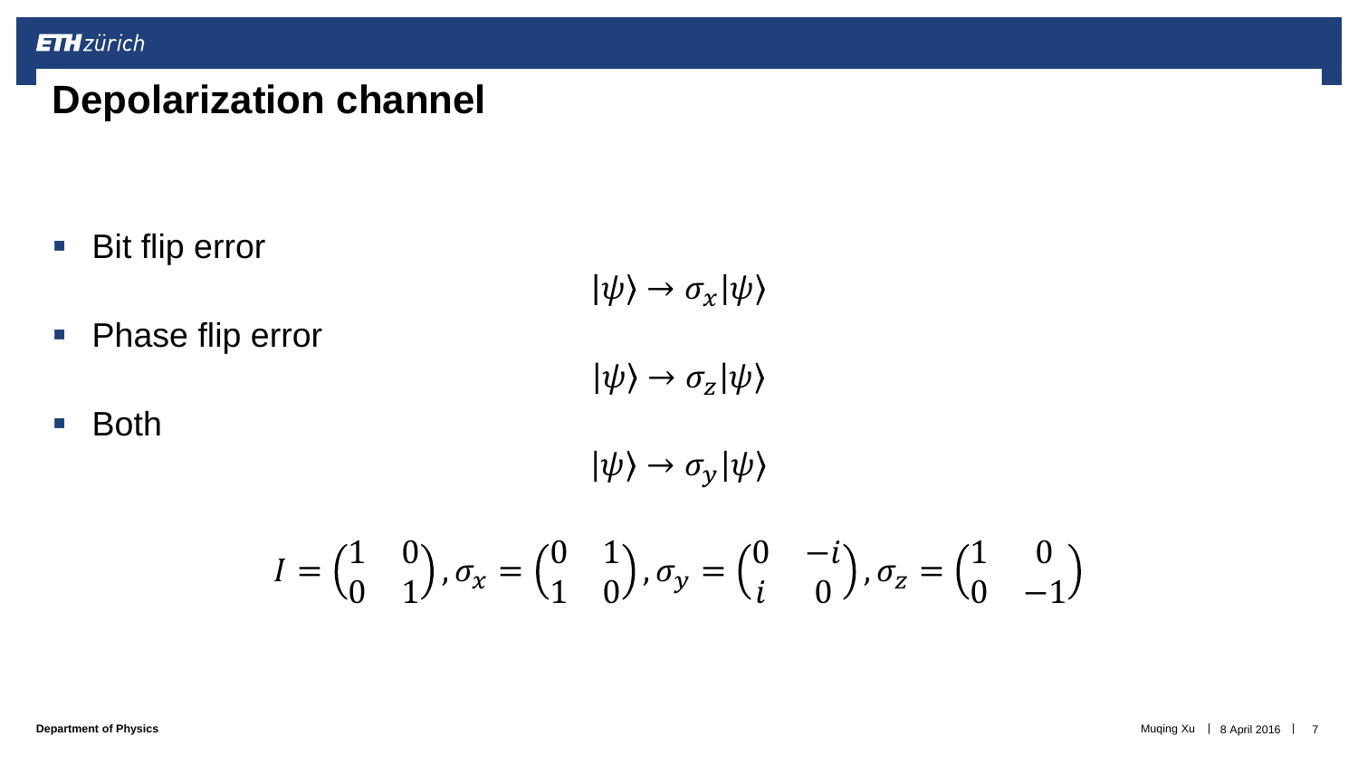# Depolarization channel

- Bit flip error

$$|\psi\rangle \rightarrow \sigma_x|\psi\rangle$$

- Phase flip error

$$|\psi\rangle \rightarrow \sigma_z|\psi\rangle$$

- Both

$$|\psi\rangle \rightarrow \sigma_y|\psi\rangle$$

$$I = \begin{pmatrix} 1 & 0 \\ 0 & 1 \end{pmatrix}, \sigma_x = \begin{pmatrix} 0 & 1 \\ 1 & 0 \end{pmatrix}, \sigma_y = \begin{pmatrix} 0 & -i \\ i & 0 \end{pmatrix}, \sigma_z = \begin{pmatrix} 1 & 0 \\ 0 & -1 \end{pmatrix}$$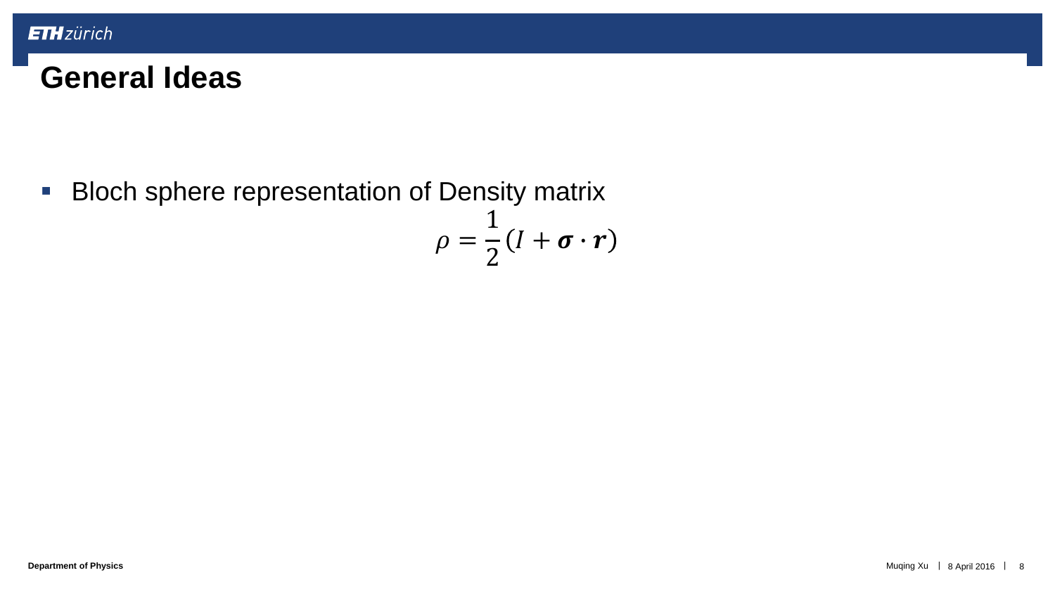# General Ideas

- Bloch sphere representation of Density matrix

$$\rho = \frac{1}{2}(I + \boldsymbol{\sigma} \cdot \boldsymbol{r})$$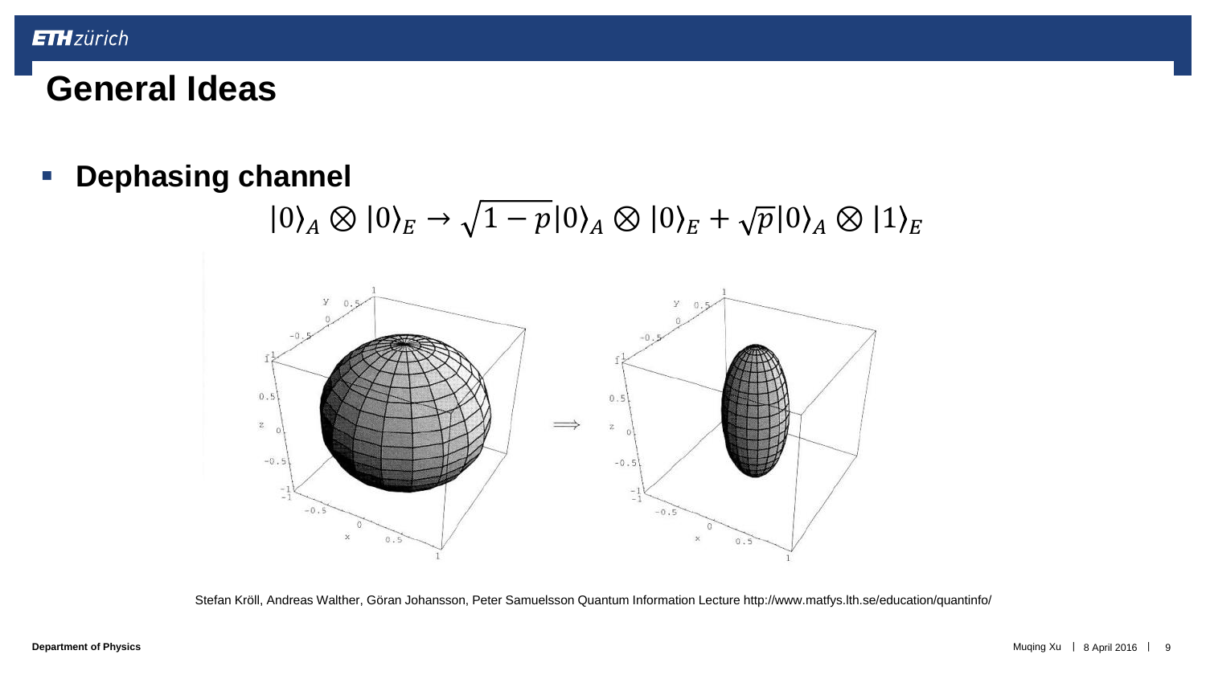# General Ideas

- **Dephasing channel**

$$|0\rangle_A \otimes |0\rangle_E \rightarrow \sqrt{1-p}|0\rangle_A \otimes |0\rangle_E + \sqrt{p}|0\rangle_A \otimes |1\rangle_E$$

Stefan Kröll, Andreas Walther, Göran Johansson, Peter Samuelsson Quantum Information Lecture http://www.matfys.lth.se/education/quantinfo/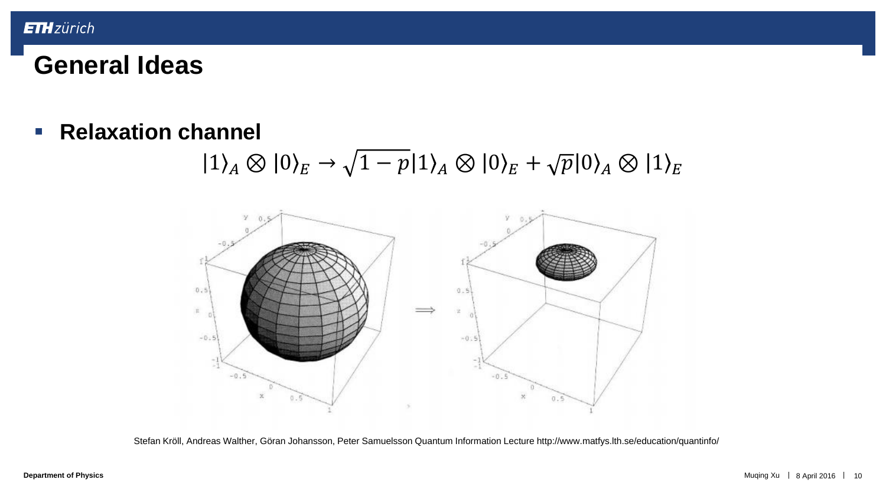# General Ideas

- **Relaxation channel**

$$|1\rangle_A \otimes |0\rangle_E \rightarrow \sqrt{1-p}|1\rangle_A \otimes |0\rangle_E + \sqrt{p}|0\rangle_A \otimes |1\rangle_E$$

Stefan Kröll, Andreas Walther, Göran Johansson, Peter Samuelsson Quantum Information Lecture http://www.matfys.lth.se/education/quantinfo/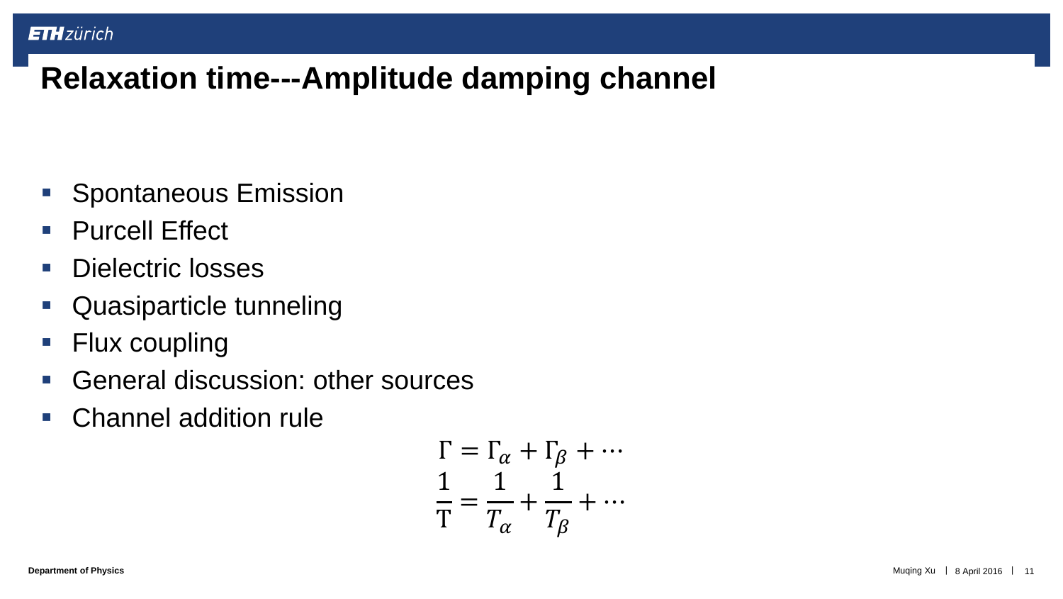# Relaxation time---Amplitude damping channel

- Spontaneous Emission
- Purcell Effect
- Dielectric losses
- Quasiparticle tunneling
- Flux coupling
- General discussion: other sources
- Channel addition rule

$$\Gamma = \Gamma_\alpha + \Gamma_\beta + \cdots$$

$$\frac{1}{\mathrm{T}} = \frac{1}{T_\alpha} + \frac{1}{T_\beta} + \cdots$$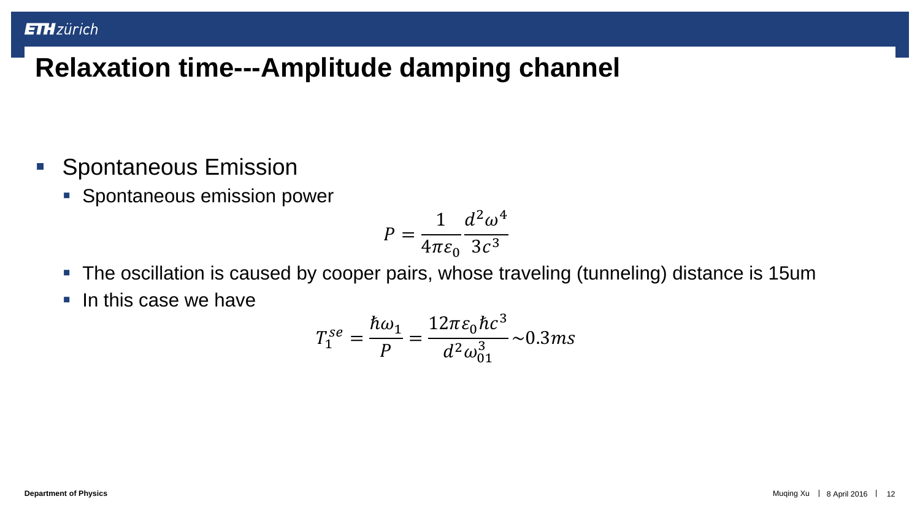# Relaxation time---Amplitude damping channel

- Spontaneous Emission
  - Spontaneous emission power

$$P = \frac{1}{4\pi\varepsilon_0}\frac{d^2\omega^4}{3c^3}$$

  - The oscillation is caused by cooper pairs, whose traveling (tunneling) distance is 15um
  - In this case we have

$$T_1^{se} = \frac{\hbar\omega_1}{P} = \frac{12\pi\varepsilon_0\hbar c^3}{d^2\omega_{01}^3} \sim 0.3ms$$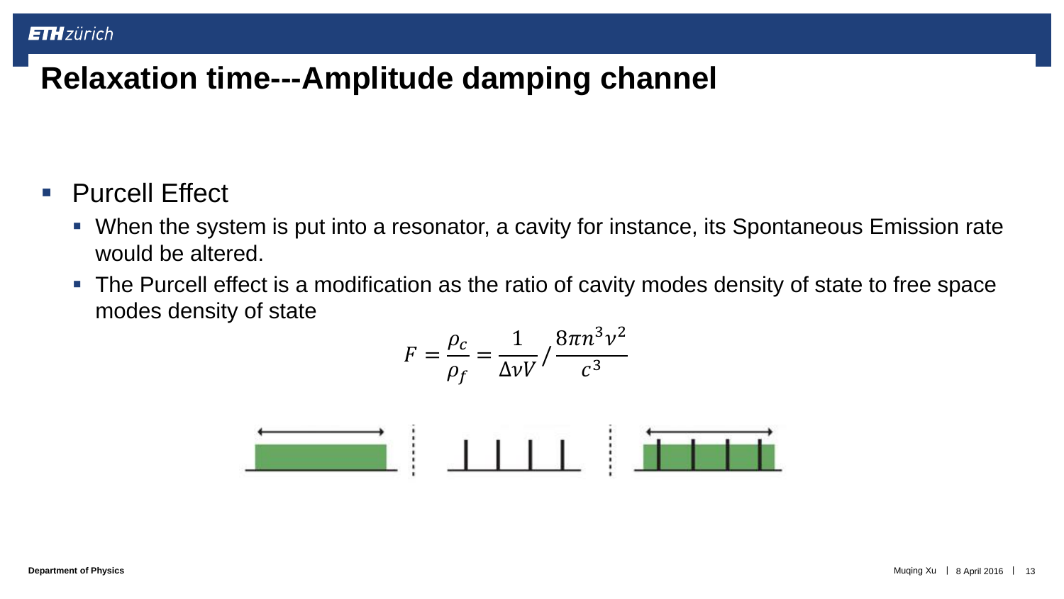# Relaxation time---Amplitude damping channel

- Purcell Effect
  - When the system is put into a resonator, a cavity for instance, its Spontaneous Emission rate would be altered.
  - The Purcell effect is a modification as the ratio of cavity modes density of state to free space modes density of state

$$F = \frac{\rho_c}{\rho_f} = \frac{1}{\Delta\nu V} / \frac{8\pi n^3 \nu^2}{c^3}$$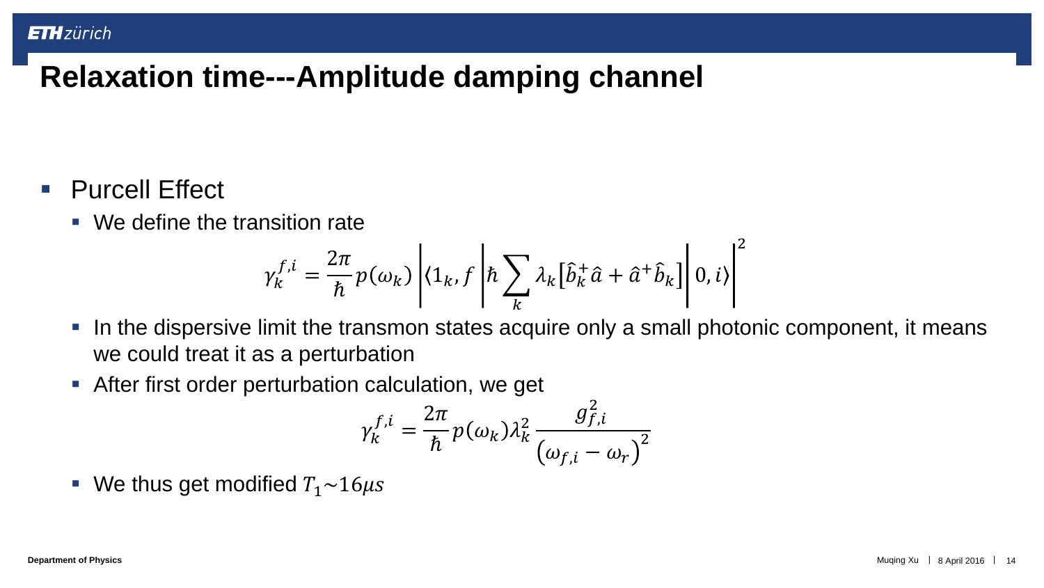# Relaxation time---Amplitude damping channel

- Purcell Effect
  - We define the transition rate

$$\gamma_k^{f,i} = \frac{2\pi}{\hbar} p(\omega_k) \left| \left\langle 1_k, f \left| \hbar \sum_k \lambda_k \left[ \hat{b}_k^{+} \hat{a} + \hat{a}^{+} \hat{b}_k \right] \right| 0, i \right\rangle \right|^2$$

  - In the dispersive limit the transmon states acquire only a small photonic component, it means we could treat it as a perturbation
  - After first order perturbation calculation, we get

$$\gamma_k^{f,i} = \frac{2\pi}{\hbar} p(\omega_k) \lambda_k^2 \frac{g_{f,i}^2}{\left(\omega_{f,i} - \omega_r\right)^2}$$

  - We thus get modified $T_1 \sim 16\mu s$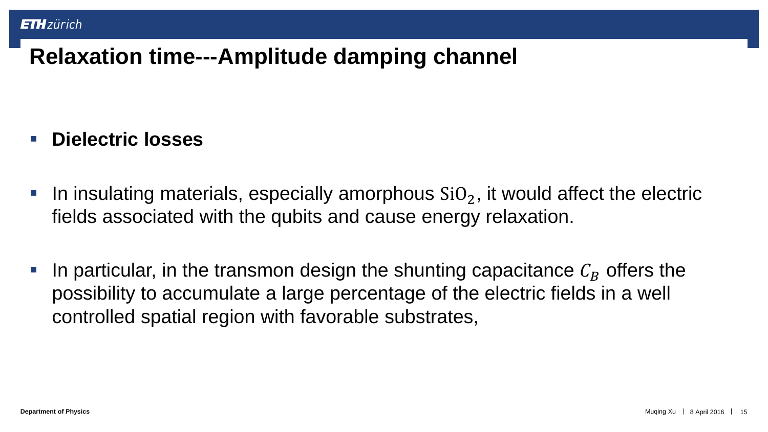# Relaxation time---Amplitude damping channel

- **Dielectric losses**

- In insulating materials, especially amorphous $SiO_2$, it would affect the electric fields associated with the qubits and cause energy relaxation.

- In particular, in the transmon design the shunting capacitance $C_B$ offers the possibility to accumulate a large percentage of the electric fields in a well controlled spatial region with favorable substrates,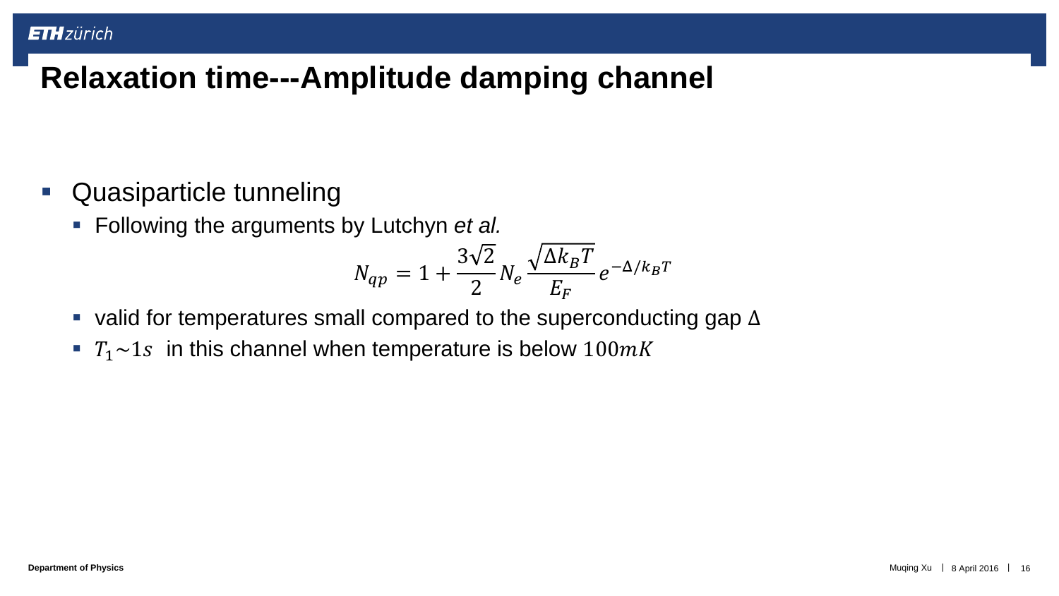# Relaxation time---Amplitude damping channel

- Quasiparticle tunneling
  - Following the arguments by Lutchyn *et al.*

$$N_{qp} = 1 + \frac{3\sqrt{2}}{2} N_e \frac{\sqrt{\Delta k_B T}}{E_F} e^{-\Delta/k_B T}$$

  - valid for temperatures small compared to the superconducting gap $\Delta$
  - $T_1 \sim 1s$ in this channel when temperature is below $100mK$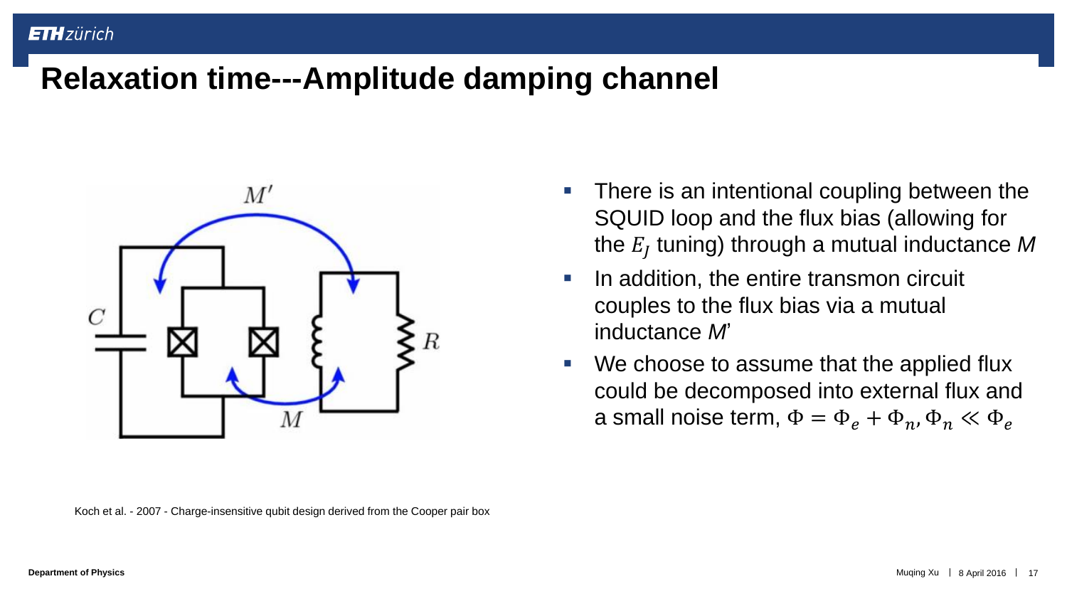# Relaxation time---Amplitude damping channel

- There is an intentional coupling between the SQUID loop and the flux bias (allowing for the $E_J$ tuning) through a mutual inductance *M*
- In addition, the entire transmon circuit couples to the flux bias via a mutual inductance *M*'
- We choose to assume that the applied flux could be decomposed into external flux and a small noise term, $\Phi = \Phi_e + \Phi_n, \Phi_n \ll \Phi_e$

Koch et al. - 2007 - Charge-insensitive qubit design derived from the Cooper pair box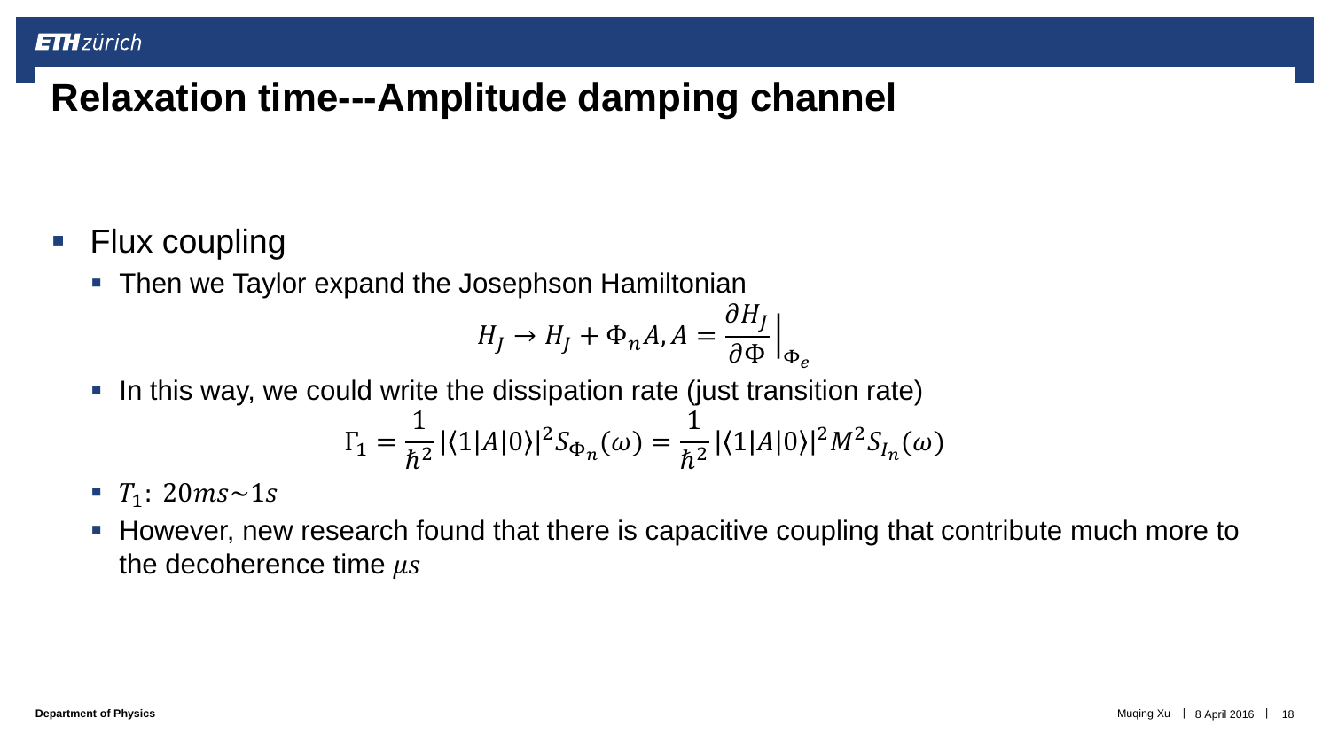# Relaxation time---Amplitude damping channel

- Flux coupling
  - Then we Taylor expand the Josephson Hamiltonian

$$H_J \rightarrow H_J + \Phi_n A, A = \frac{\partial H_J}{\partial \Phi}\Big|_{\Phi_e}$$

  - In this way, we could write the dissipation rate (just transition rate)

$$\Gamma_1 = \frac{1}{\hbar^2}|\langle 1|A|0\rangle|^2 S_{\Phi_n}(\omega) = \frac{1}{\hbar^2}|\langle 1|A|0\rangle|^2 M^2 S_{I_n}(\omega)$$

  - $T_1$: $20ms \sim 1s$
  - However, new research found that there is capacitive coupling that contribute much more to the decoherence time $\mu s$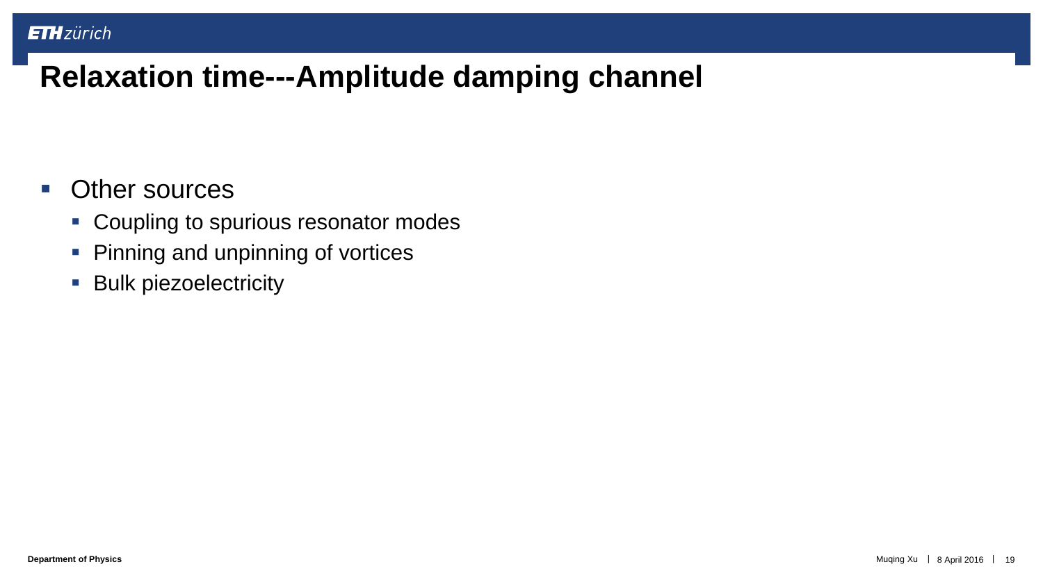# Relaxation time---Amplitude damping channel

- Other sources
  - Coupling to spurious resonator modes
  - Pinning and unpinning of vortices
  - Bulk piezoelectricity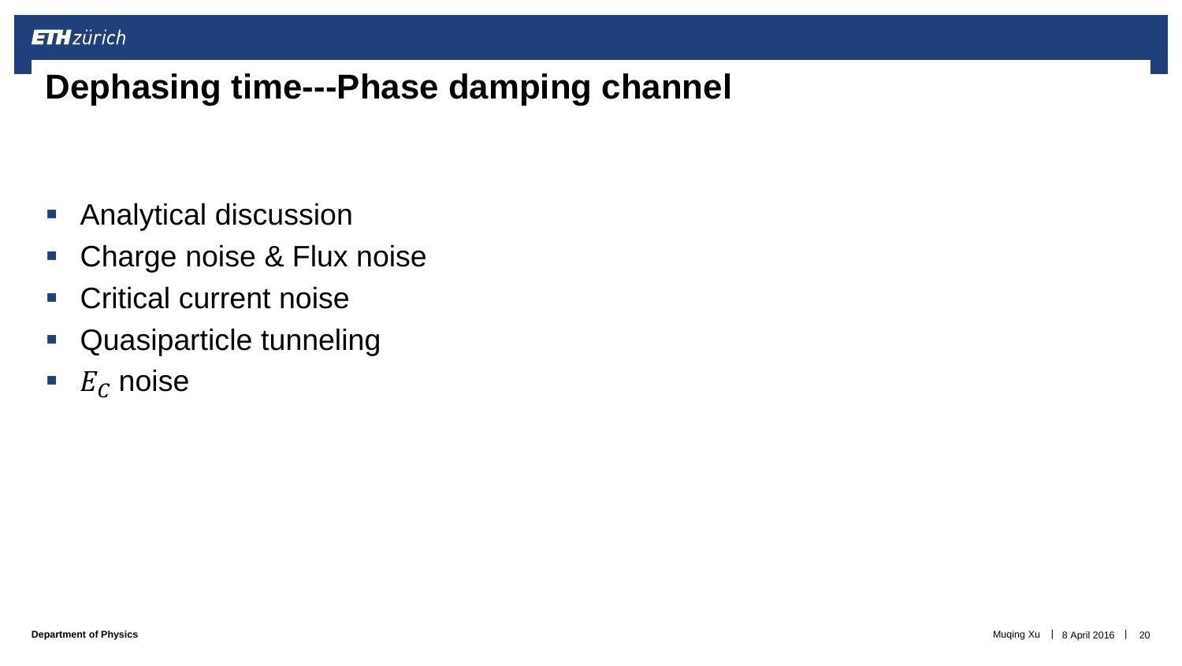# Dephasing time---Phase damping channel

- Analytical discussion
- Charge noise & Flux noise
- Critical current noise
- Quasiparticle tunneling
- $E_C$ noise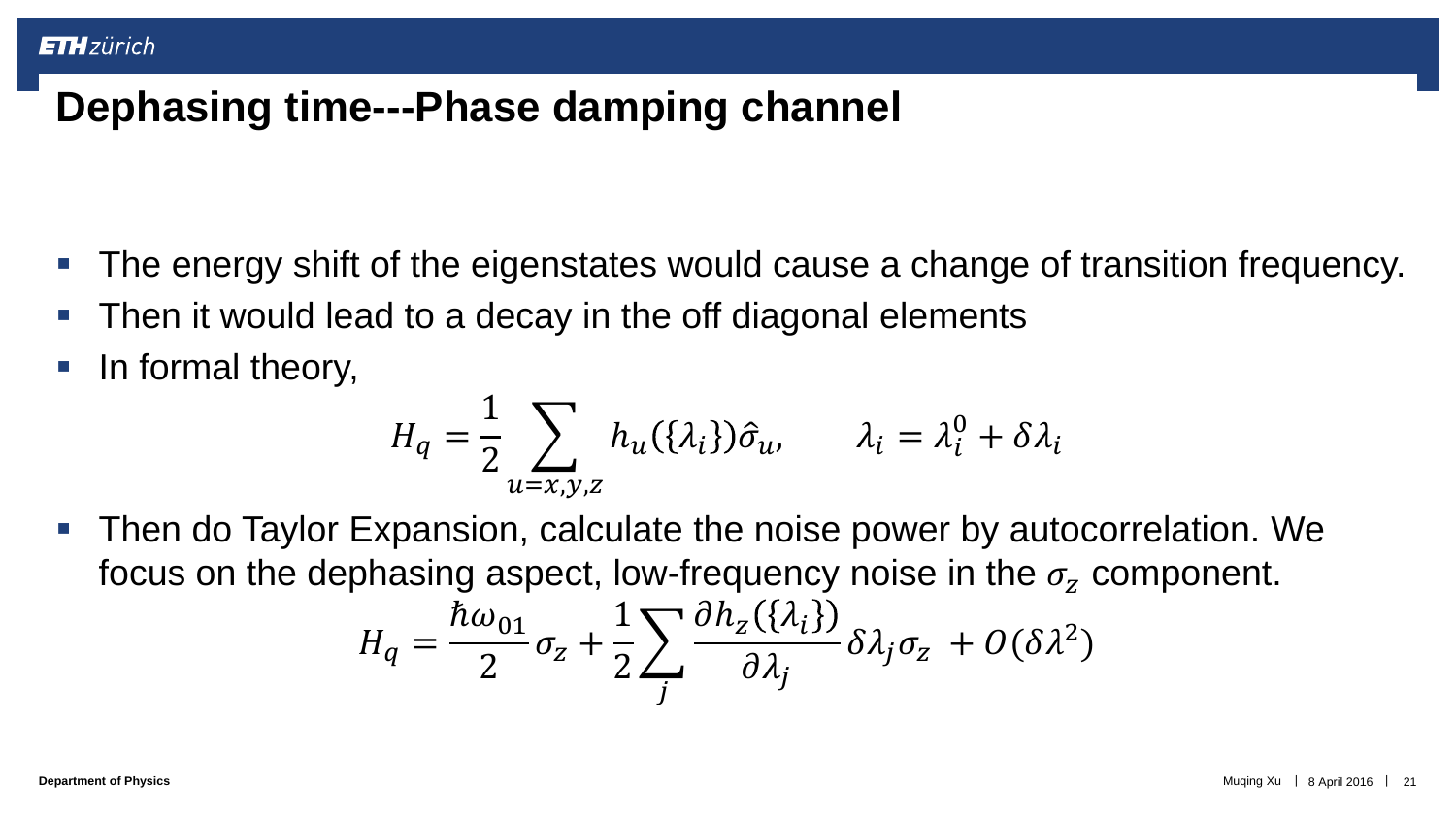# Dephasing time---Phase damping channel

- The energy shift of the eigenstates would cause a change of transition frequency.
- Then it would lead to a decay in the off diagonal elements
- In formal theory,

$$H_q = \frac{1}{2} \sum_{u=x,y,z} h_u(\{\lambda_i\})\hat{\sigma}_u, \qquad \lambda_i = \lambda_i^0 + \delta\lambda_i$$

- Then do Taylor Expansion, calculate the noise power by autocorrelation. We focus on the dephasing aspect, low-frequency noise in the $\sigma_z$ component.

$$H_q = \frac{\hbar\omega_{01}}{2}\sigma_z + \frac{1}{2}\sum_j \frac{\partial h_z(\{\lambda_i\})}{\partial \lambda_j}\delta\lambda_j\sigma_z + O(\delta\lambda^2)$$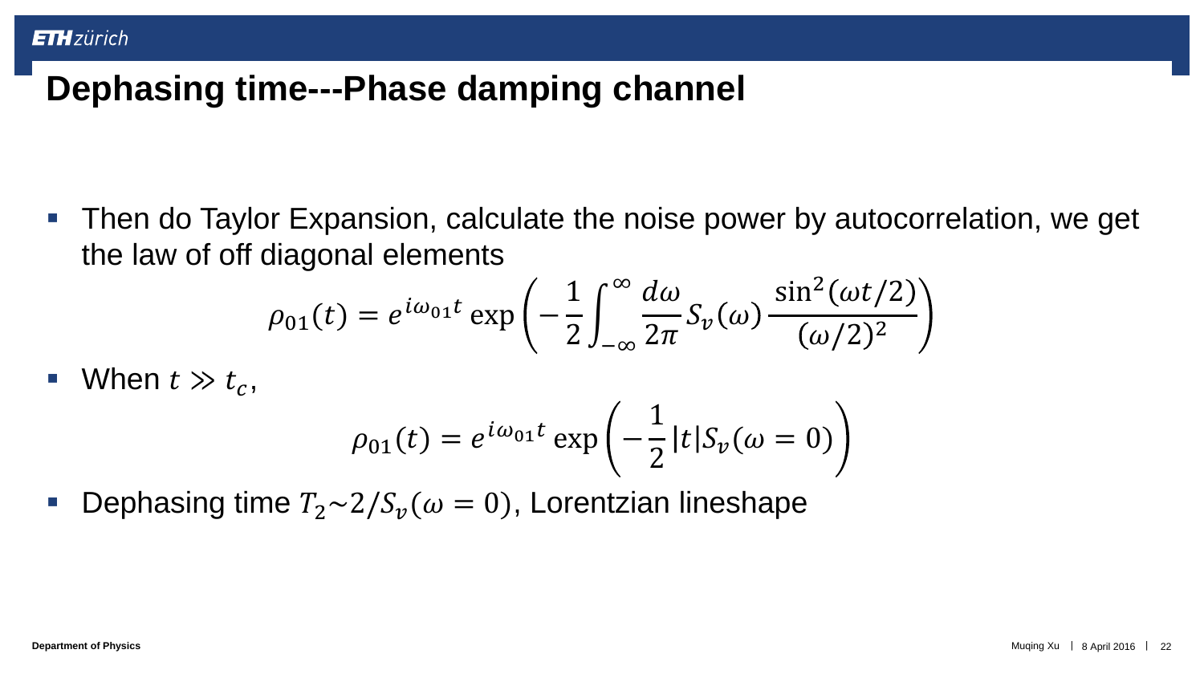# Dephasing time---Phase damping channel

- Then do Taylor Expansion, calculate the noise power by autocorrelation, we get the law of off diagonal elements

$$\rho_{01}(t) = e^{i\omega_{01}t} \exp\left(-\frac{1}{2}\int_{-\infty}^{\infty} \frac{d\omega}{2\pi} S_v(\omega) \frac{\sin^2(\omega t/2)}{(\omega/2)^2}\right)$$

- When $t \gg t_c$,

$$\rho_{01}(t) = e^{i\omega_{01}t} \exp\left(-\frac{1}{2}|t| S_v(\omega = 0)\right)$$

- Dephasing time $T_2 \sim 2/S_v(\omega = 0)$, Lorentzian lineshape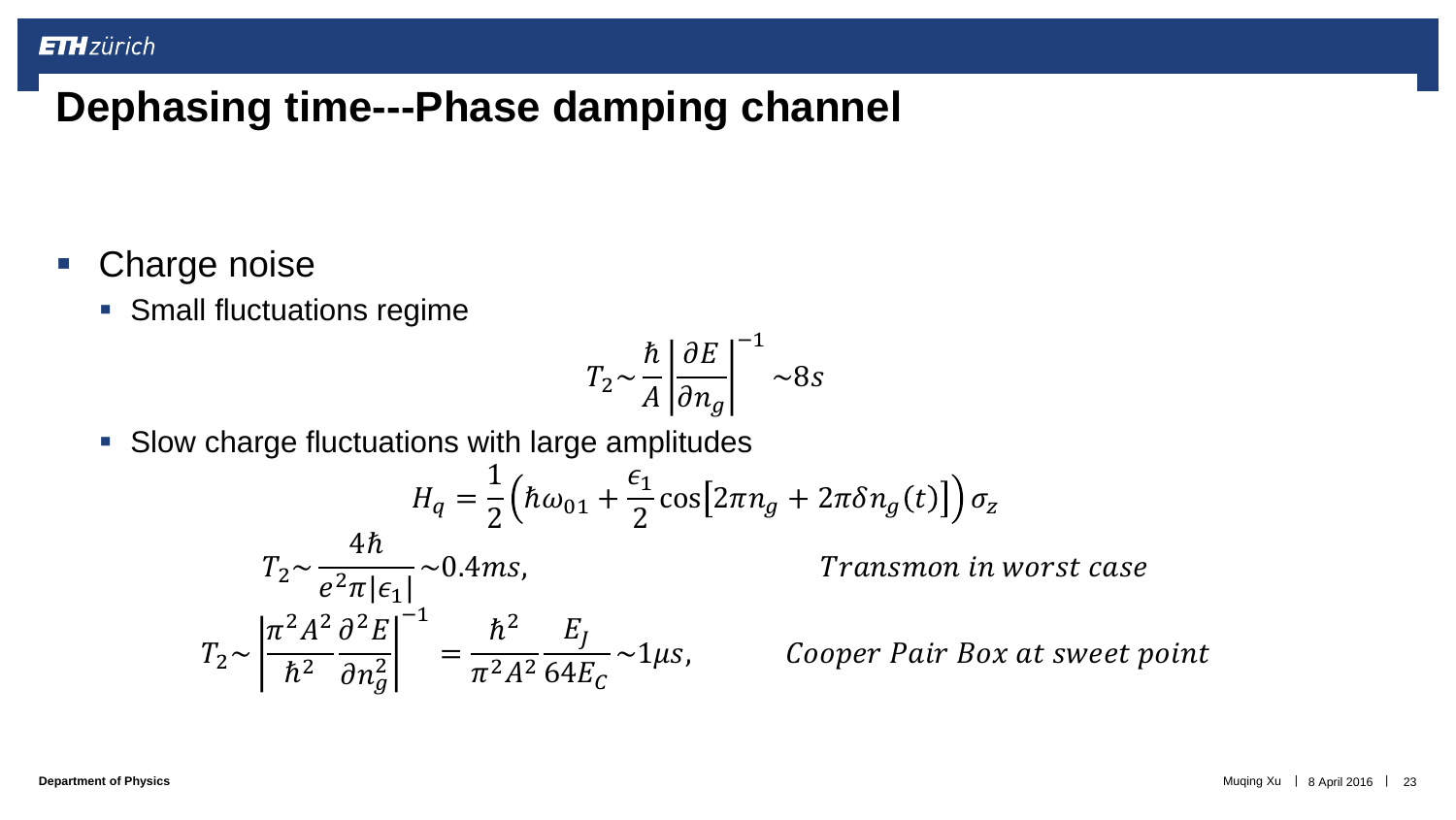# Dephasing time---Phase damping channel

- Charge noise
  - Small fluctuations regime

$$T_2 \sim \frac{\hbar}{A} \left| \frac{\partial E}{\partial n_g} \right|^{-1} \sim 8s$$

  - Slow charge fluctuations with large amplitudes

$$H_q = \frac{1}{2}\left(\hbar\omega_{01} + \frac{\epsilon_1}{2}\cos\left[2\pi n_g + 2\pi\delta n_g(t)\right]\right)\sigma_z$$

$$T_2 \sim \frac{4\hbar}{e^2\pi|\epsilon_1|} \sim 0.4ms, \qquad \textit{Transmon in worst case}$$

$$T_2 \sim \left| \frac{\pi^2 A^2}{\hbar^2} \frac{\partial^2 E}{\partial n_g^2} \right|^{-1} = \frac{\hbar^2}{\pi^2 A^2} \frac{E_J}{64 E_C} \sim 1\mu s, \qquad \textit{Cooper Pair Box at sweet point}$$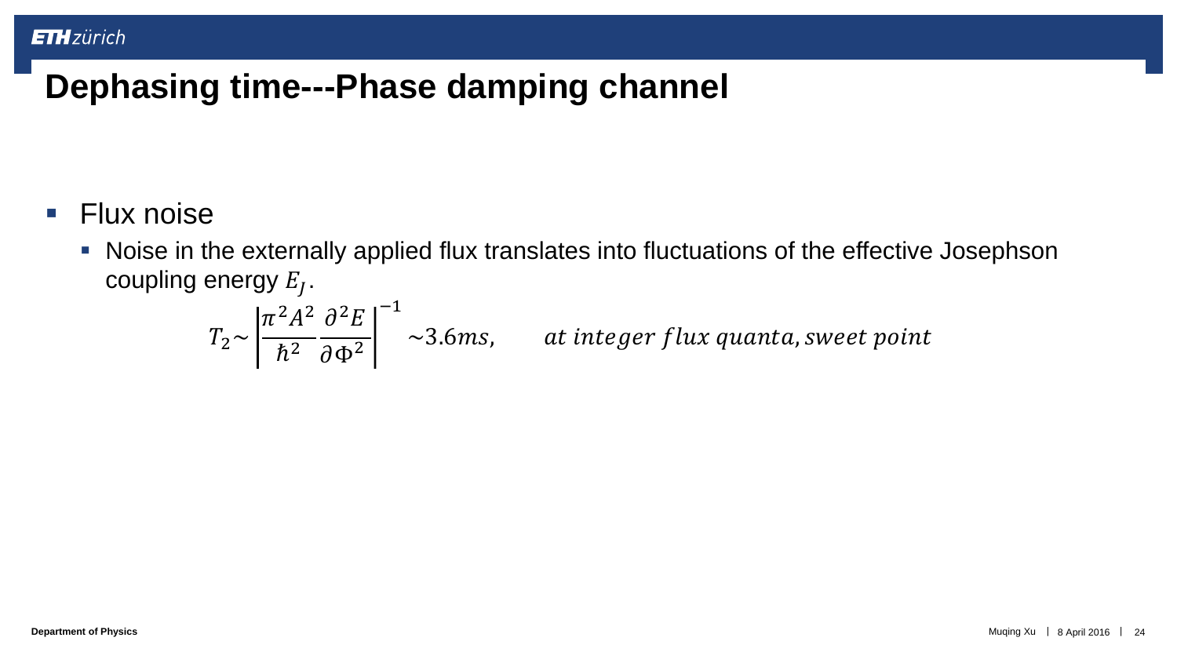# Dephasing time---Phase damping channel

- Flux noise
  - Noise in the externally applied flux translates into fluctuations of the effective Josephson coupling energy $E_J$.

$$T_2 \sim \left| \frac{\pi^2 A^2}{\hbar^2} \frac{\partial^2 E}{\partial \Phi^2} \right|^{-1} \sim 3.6ms, \qquad at\ integer\ flux\ quanta, sweet\ point$$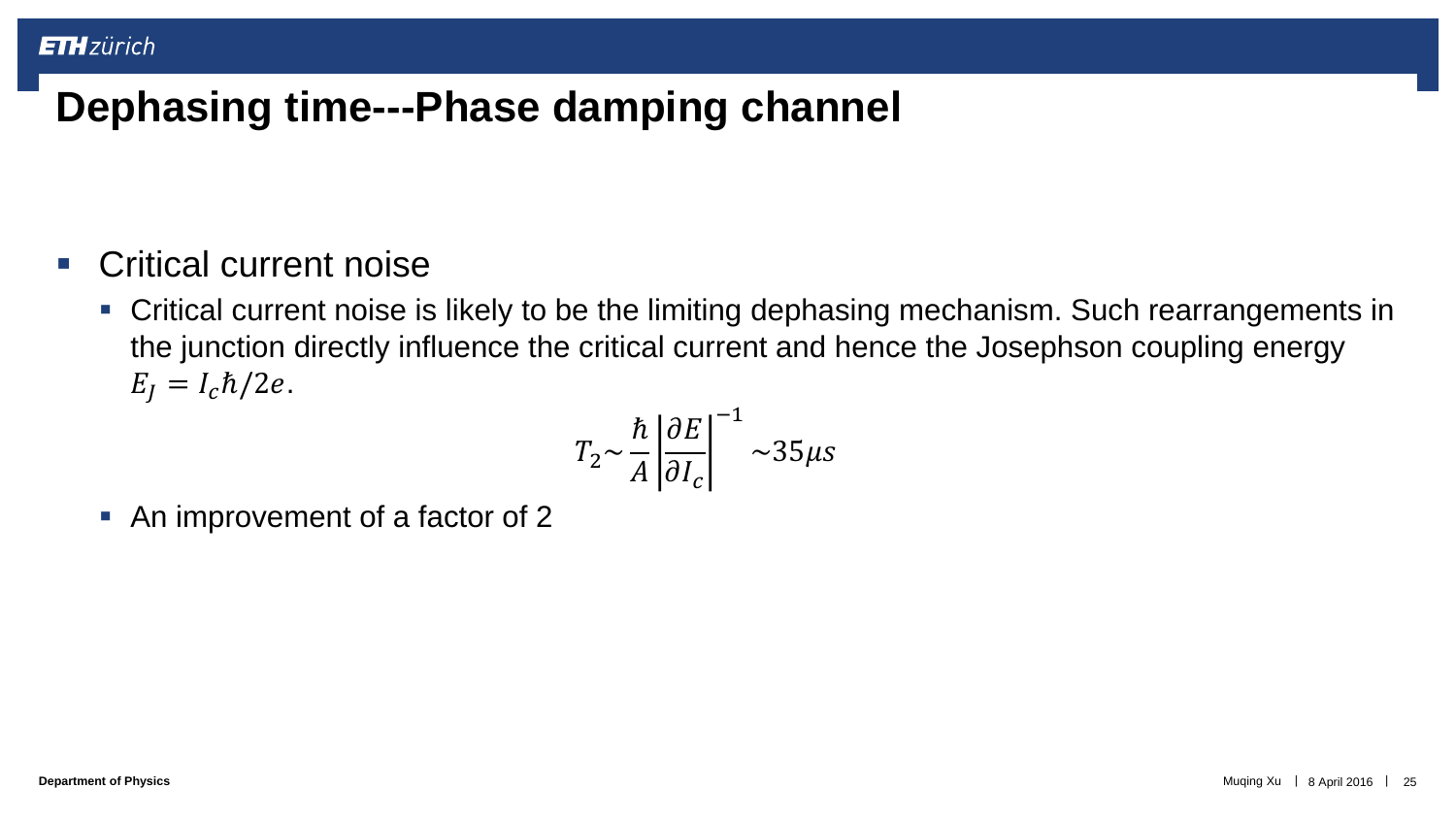# Dephasing time---Phase damping channel

- Critical current noise
  - Critical current noise is likely to be the limiting dephasing mechanism. Such rearrangements in the junction directly influence the critical current and hence the Josephson coupling energy $E_J = I_c\hbar/2e$.

$$T_2 \sim \frac{\hbar}{A}\left|\frac{\partial E}{\partial I_c}\right|^{-1} \sim 35\mu s$$

  - An improvement of a factor of 2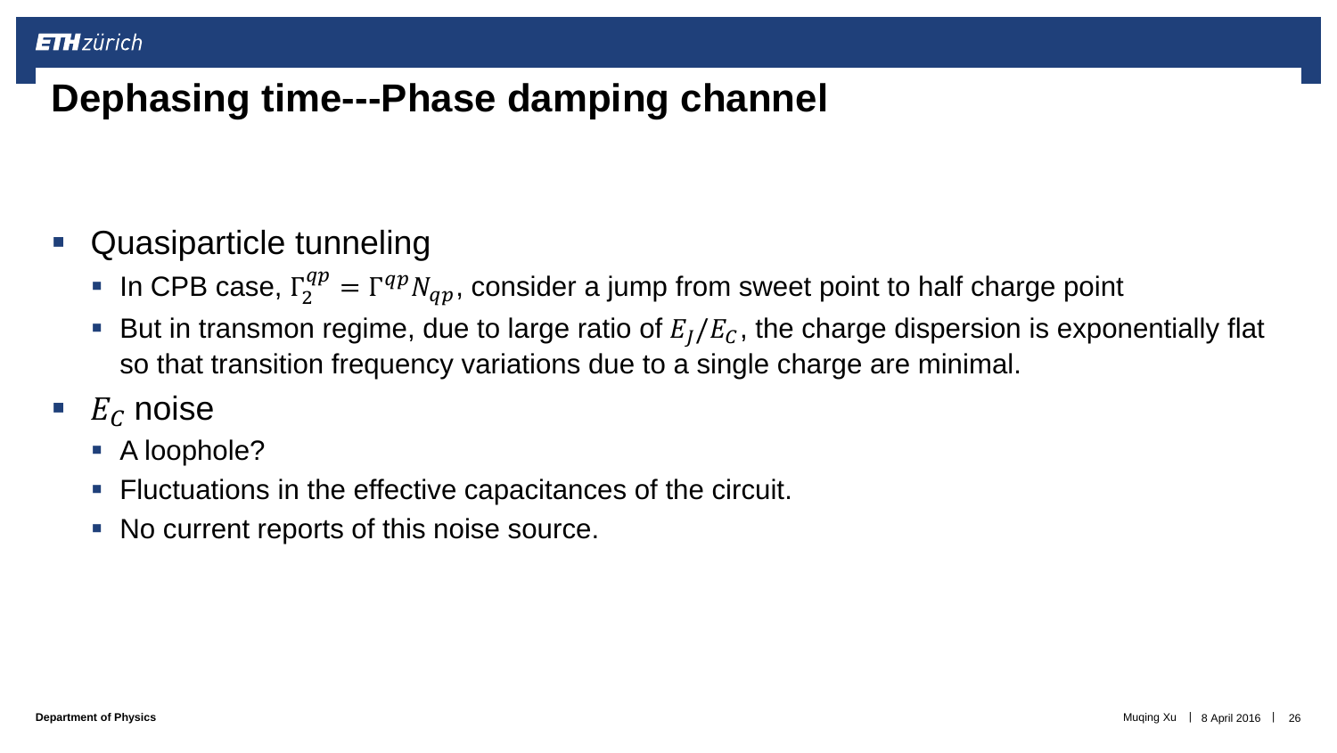# Dephasing time---Phase damping channel

- Quasiparticle tunneling
  - In CPB case, $\Gamma_2^{qp} = \Gamma^{qp} N_{qp}$, consider a jump from sweet point to half charge point
  - But in transmon regime, due to large ratio of $E_J/E_C$, the charge dispersion is exponentially flat so that transition frequency variations due to a single charge are minimal.
- $E_C$ noise
  - A loophole?
  - Fluctuations in the effective capacitances of the circuit.
  - No current reports of this noise source.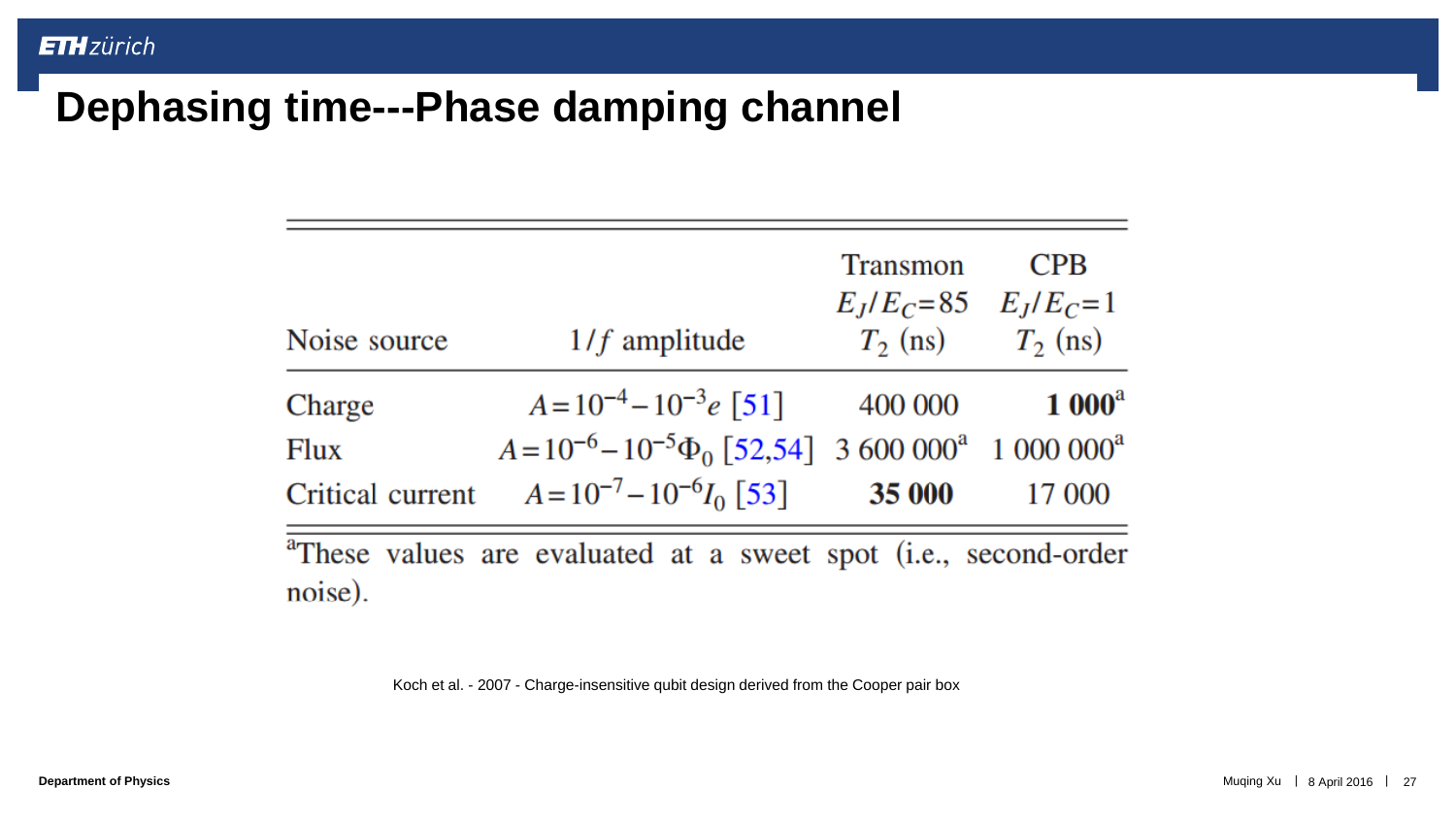# Dephasing time---Phase damping channel

| Noise source | $1/f$ amplitude | Transmon $E_J/E_C$=85 $T_2$ (ns) | CPB $E_J/E_C$=1 $T_2$ (ns) |
|---|---|---|---|
| Charge | $A=10^{-4}-10^{-3}e$ [51] | 400 000 | **1 000**[a] |
| Flux | $A=10^{-6}-10^{-5}\Phi_0$ [52,54] | 3 600 000[a] | 1 000 000[a] |
| Critical current | $A=10^{-7}-10^{-6}I_0$ [53] | **35 000** | 17 000 |

[a]These values are evaluated at a sweet spot (i.e., second-order noise).

Koch et al. - 2007 - Charge-insensitive qubit design derived from the Cooper pair box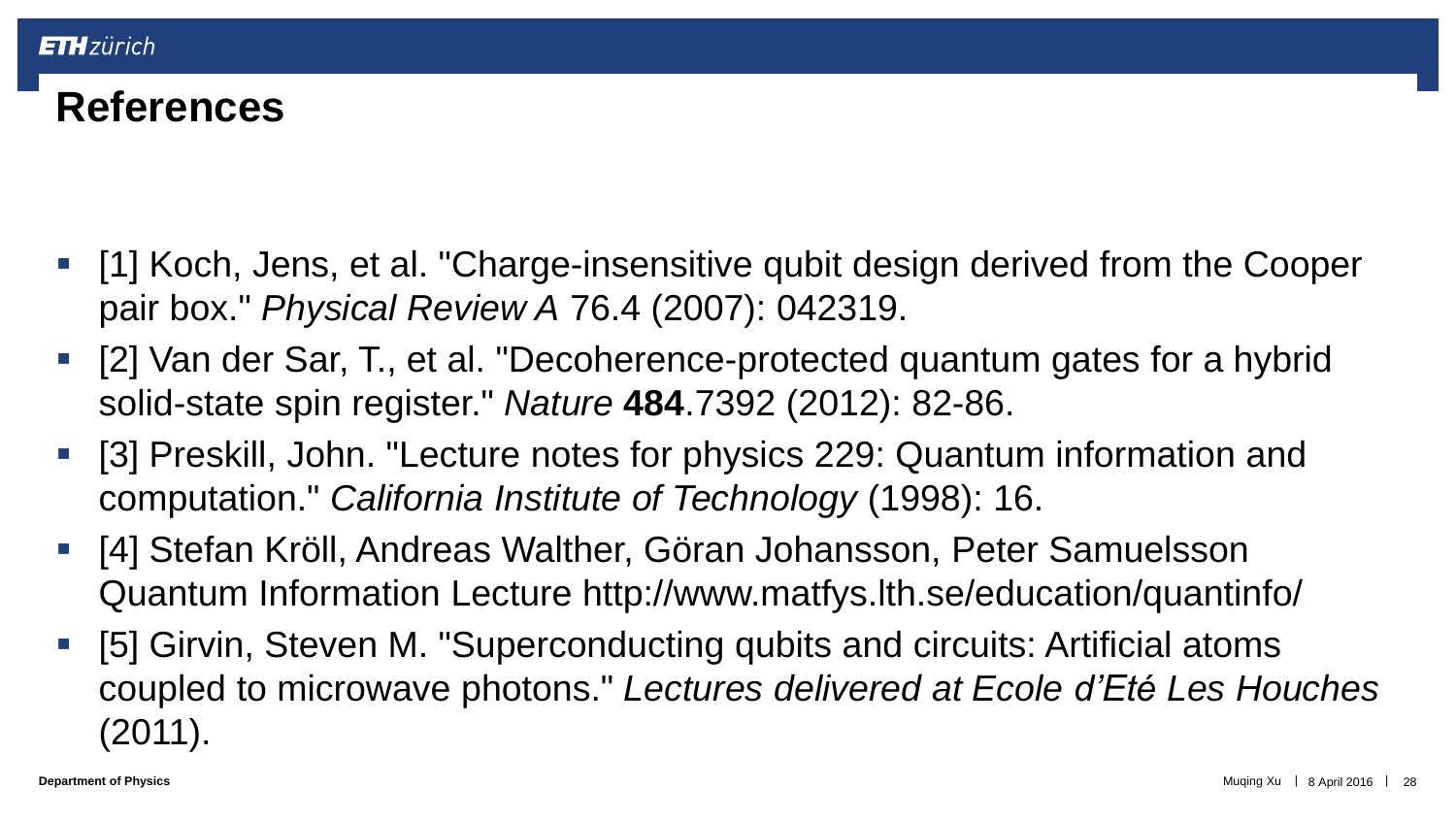# References

- [1] Koch, Jens, et al. "Charge-insensitive qubit design derived from the Cooper pair box." *Physical Review A* 76.4 (2007): 042319.
- [2] Van der Sar, T., et al. "Decoherence-protected quantum gates for a hybrid solid-state spin register." *Nature* **484**.7392 (2012): 82-86.
- [3] Preskill, John. "Lecture notes for physics 229: Quantum information and computation." *California Institute of Technology* (1998): 16.
- [4] Stefan Kröll, Andreas Walther, Göran Johansson, Peter Samuelsson Quantum Information Lecture http://www.matfys.lth.se/education/quantinfo/
- [5] Girvin, Steven M. "Superconducting qubits and circuits: Artificial atoms coupled to microwave photons." *Lectures delivered at Ecole d'Eté Les Houches* (2011).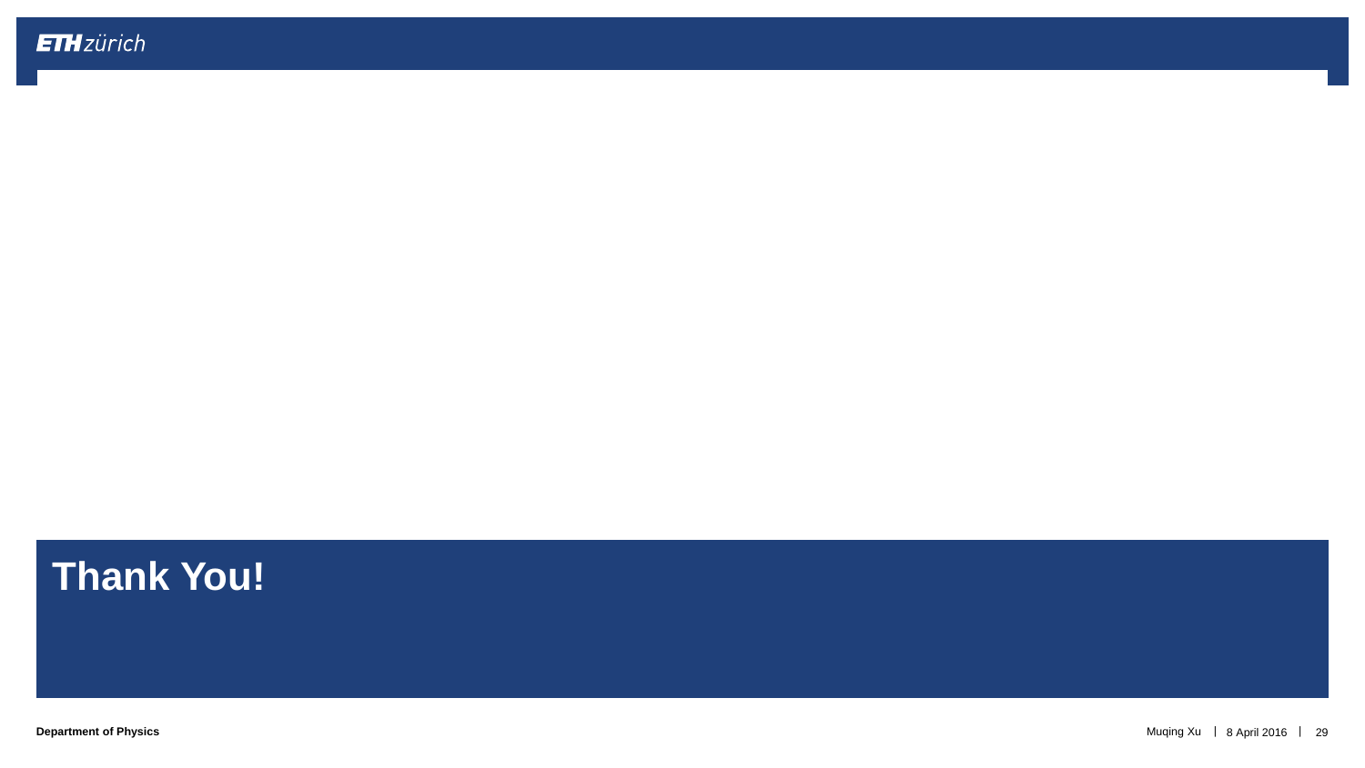# Thank You!